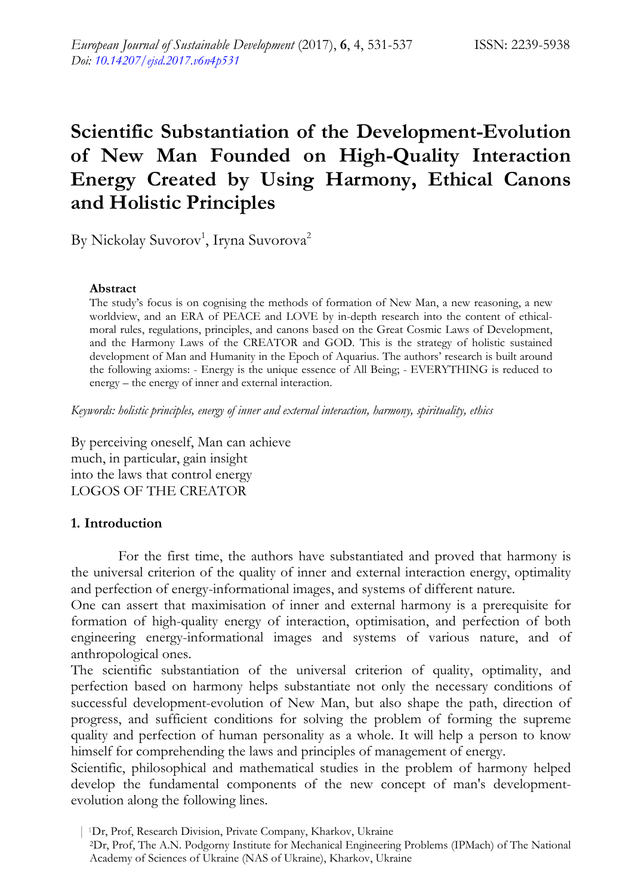# Scientific Substantiation of the Development-Evolution of New Man Founded on High-Quality Interaction Energy Created by Using Harmony, Ethical Canons and Holistic Principles

By Nickolay Suvorov[1], Iryna Suvorova[2]

**Abstract**

The study's focus is on cognising the methods of formation of New Man, a new reasoning, a new worldview, and an ERA of PEACE and LOVE by in-depth research into the content of ethical-moral rules, regulations, principles, and canons based on the Great Cosmic Laws of Development, and the Harmony Laws of the CREATOR and GOD. This is the strategy of holistic sustained development of Man and Humanity in the Epoch of Aquarius. The authors' research is built around the following axioms: - Energy is the unique essence of All Being; - EVERYTHING is reduced to energy – the energy of inner and external interaction.

*Keywords: holistic principles, energy of inner and external interaction, harmony, spirituality, ethics*

By perceiving oneself, Man can achieve
much, in particular, gain insight
into the laws that control energy
LOGOS OF THE CREATOR

## 1. Introduction

For the first time, the authors have substantiated and proved that harmony is the universal criterion of the quality of inner and external interaction energy, optimality and perfection of energy-informational images, and systems of different nature.

One can assert that maximisation of inner and external harmony is a prerequisite for formation of high-quality energy of interaction, optimisation, and perfection of both engineering energy-informational images and systems of various nature, and of anthropological ones.

The scientific substantiation of the universal criterion of quality, optimality, and perfection based on harmony helps substantiate not only the necessary conditions of successful development-evolution of New Man, but also shape the path, direction of progress, and sufficient conditions for solving the problem of forming the supreme quality and perfection of human personality as a whole. It will help a person to know himself for comprehending the laws and principles of management of energy.

Scientific, philosophical and mathematical studies in the problem of harmony helped develop the fundamental components of the new concept of man's development-evolution along the following lines.

[1]Dr, Prof, Research Division, Private Company, Kharkov, Ukraine

[2]Dr, Prof, The A.N. Podgorny Institute for Mechanical Engineering Problems (IPMach) of The National Academy of Sciences of Ukraine (NAS of Ukraine), Kharkov, Ukraine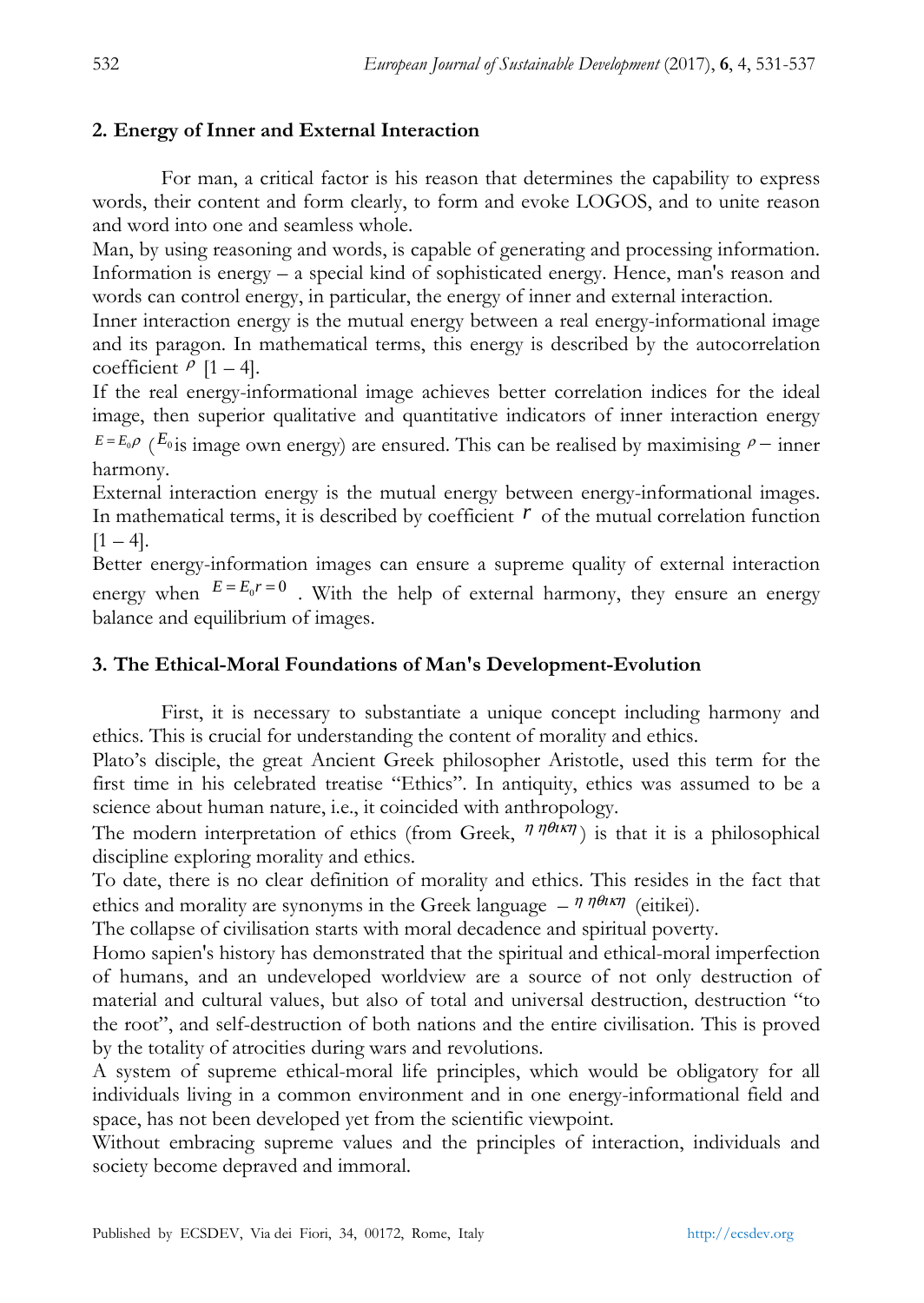## 2. Energy of Inner and External Interaction

For man, a critical factor is his reason that determines the capability to express words, their content and form clearly, to form and evoke LOGOS, and to unite reason and word into one and seamless whole.

Man, by using reasoning and words, is capable of generating and processing information. Information is energy – a special kind of sophisticated energy. Hence, man's reason and words can control energy, in particular, the energy of inner and external interaction.

Inner interaction energy is the mutual energy between a real energy-informational image and its paragon. In mathematical terms, this energy is described by the autocorrelation coefficient $\rho$ [1 – 4].

If the real energy-informational image achieves better correlation indices for the ideal image, then superior qualitative and quantitative indicators of inner interaction energy $E = E_0\rho$ ($E_0$ is image own energy) are ensured. This can be realised by maximising $\rho$ – inner harmony.

External interaction energy is the mutual energy between energy-informational images. In mathematical terms, it is described by coefficient $r$ of the mutual correlation function [1 – 4].

Better energy-information images can ensure a supreme quality of external interaction energy when $E = E_0 r = 0$ . With the help of external harmony, they ensure an energy balance and equilibrium of images.

## 3. The Ethical-Moral Foundations of Man's Development-Evolution

First, it is necessary to substantiate a unique concept including harmony and ethics. This is crucial for understanding the content of morality and ethics.

Plato's disciple, the great Ancient Greek philosopher Aristotle, used this term for the first time in his celebrated treatise "Ethics". In antiquity, ethics was assumed to be a science about human nature, i.e., it coincided with anthropology.

The modern interpretation of ethics (from Greek, $\eta\ \eta\theta\iota\kappa\eta$) is that it is a philosophical discipline exploring morality and ethics.

To date, there is no clear definition of morality and ethics. This resides in the fact that ethics and morality are synonyms in the Greek language – $\eta\ \eta\theta\iota\kappa\eta$ (eitikei).

The collapse of civilisation starts with moral decadence and spiritual poverty.

Homo sapien's history has demonstrated that the spiritual and ethical-moral imperfection of humans, and an undeveloped worldview are a source of not only destruction of material and cultural values, but also of total and universal destruction, destruction "to the root", and self-destruction of both nations and the entire civilisation. This is proved by the totality of atrocities during wars and revolutions.

A system of supreme ethical-moral life principles, which would be obligatory for all individuals living in a common environment and in one energy-informational field and space, has not been developed yet from the scientific viewpoint.

Without embracing supreme values and the principles of interaction, individuals and society become depraved and immoral.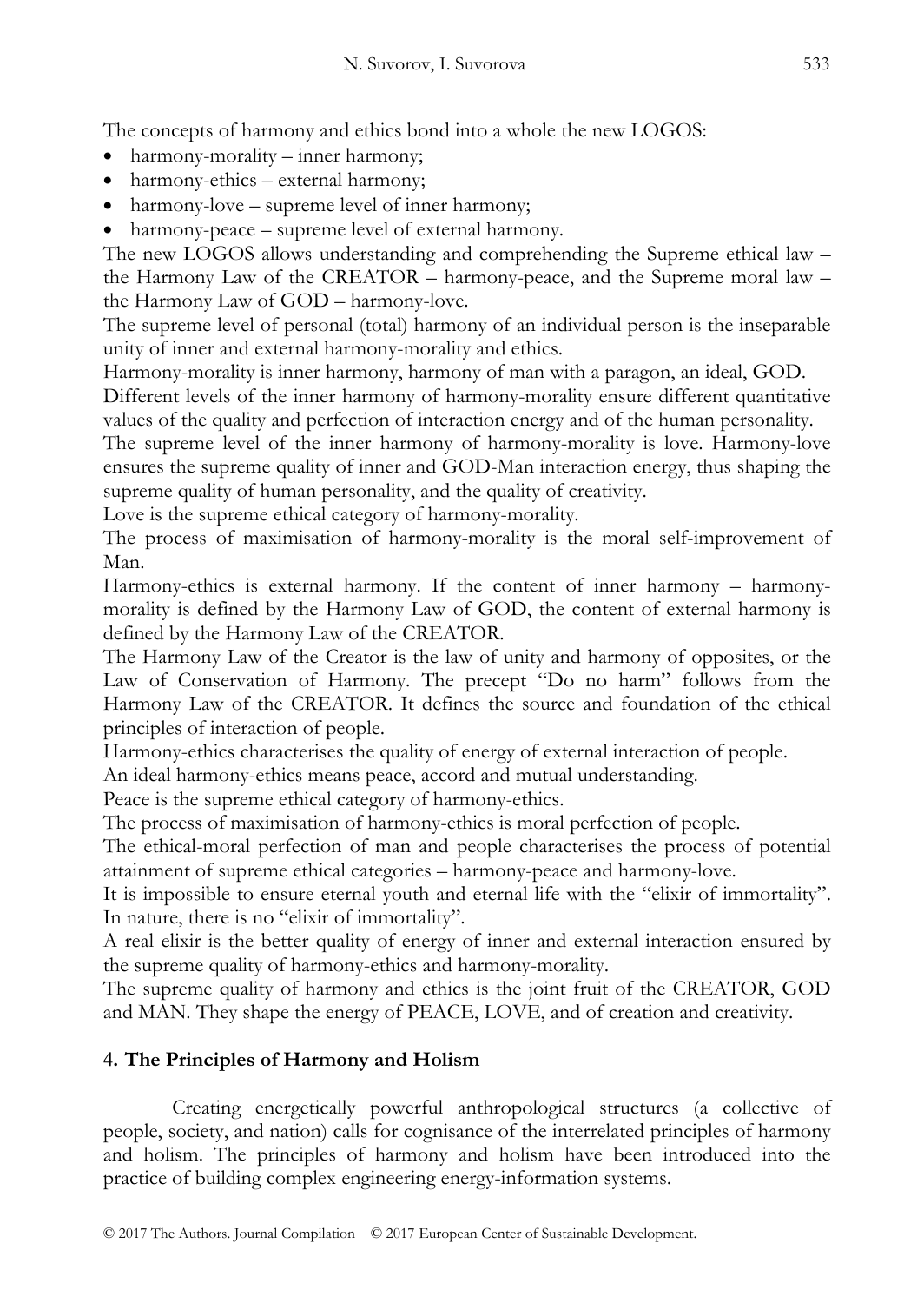The concepts of harmony and ethics bond into a whole the new LOGOS:

- harmony-morality – inner harmony;
- harmony-ethics – external harmony;
- harmony-love – supreme level of inner harmony;
- harmony-peace – supreme level of external harmony.

The new LOGOS allows understanding and comprehending the Supreme ethical law – the Harmony Law of the CREATOR – harmony-peace, and the Supreme moral law – the Harmony Law of GOD – harmony-love.

The supreme level of personal (total) harmony of an individual person is the inseparable unity of inner and external harmony-morality and ethics.

Harmony-morality is inner harmony, harmony of man with a paragon, an ideal, GOD.

Different levels of the inner harmony of harmony-morality ensure different quantitative values of the quality and perfection of interaction energy and of the human personality.

The supreme level of the inner harmony of harmony-morality is love. Harmony-love ensures the supreme quality of inner and GOD-Man interaction energy, thus shaping the supreme quality of human personality, and the quality of creativity.

Love is the supreme ethical category of harmony-morality.

The process of maximisation of harmony-morality is the moral self-improvement of Man.

Harmony-ethics is external harmony. If the content of inner harmony – harmony-morality is defined by the Harmony Law of GOD, the content of external harmony is defined by the Harmony Law of the CREATOR.

The Harmony Law of the Creator is the law of unity and harmony of opposites, or the Law of Conservation of Harmony. The precept "Do no harm" follows from the Harmony Law of the CREATOR. It defines the source and foundation of the ethical principles of interaction of people.

Harmony-ethics characterises the quality of energy of external interaction of people.

An ideal harmony-ethics means peace, accord and mutual understanding.

Peace is the supreme ethical category of harmony-ethics.

The process of maximisation of harmony-ethics is moral perfection of people.

The ethical-moral perfection of man and people characterises the process of potential attainment of supreme ethical categories – harmony-peace and harmony-love.

It is impossible to ensure eternal youth and eternal life with the "elixir of immortality". In nature, there is no "elixir of immortality".

A real elixir is the better quality of energy of inner and external interaction ensured by the supreme quality of harmony-ethics and harmony-morality.

The supreme quality of harmony and ethics is the joint fruit of the CREATOR, GOD and MAN. They shape the energy of PEACE, LOVE, and of creation and creativity.

## 4. The Principles of Harmony and Holism

Creating energetically powerful anthropological structures (a collective of people, society, and nation) calls for cognisance of the interrelated principles of harmony and holism. The principles of harmony and holism have been introduced into the practice of building complex engineering energy-information systems.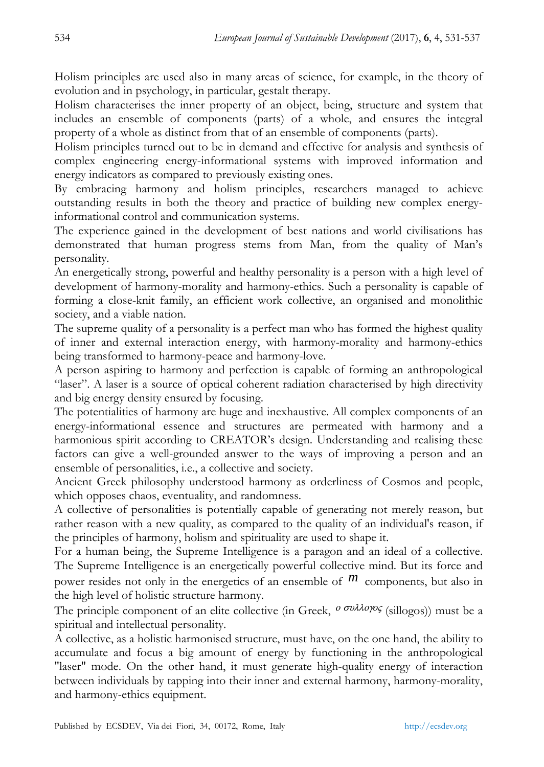Holism principles are used also in many areas of science, for example, in the theory of evolution and in psychology, in particular, gestalt therapy.

Holism characterises the inner property of an object, being, structure and system that includes an ensemble of components (parts) of a whole, and ensures the integral property of a whole as distinct from that of an ensemble of components (parts).

Holism principles turned out to be in demand and effective for analysis and synthesis of complex engineering energy-informational systems with improved information and energy indicators as compared to previously existing ones.

By embracing harmony and holism principles, researchers managed to achieve outstanding results in both the theory and practice of building new complex energy-informational control and communication systems.

The experience gained in the development of best nations and world civilisations has demonstrated that human progress stems from Man, from the quality of Man's personality.

An energetically strong, powerful and healthy personality is a person with a high level of development of harmony-morality and harmony-ethics. Such a personality is capable of forming a close-knit family, an efficient work collective, an organised and monolithic society, and a viable nation.

The supreme quality of a personality is a perfect man who has formed the highest quality of inner and external interaction energy, with harmony-morality and harmony-ethics being transformed to harmony-peace and harmony-love.

A person aspiring to harmony and perfection is capable of forming an anthropological "laser". A laser is a source of optical coherent radiation characterised by high directivity and big energy density ensured by focusing.

The potentialities of harmony are huge and inexhaustive. All complex components of an energy-informational essence and structures are permeated with harmony and a harmonious spirit according to CREATOR's design. Understanding and realising these factors can give a well-grounded answer to the ways of improving a person and an ensemble of personalities, i.e., a collective and society.

Ancient Greek philosophy understood harmony as orderliness of Cosmos and people, which opposes chaos, eventuality, and randomness.

A collective of personalities is potentially capable of generating not merely reason, but rather reason with a new quality, as compared to the quality of an individual's reason, if the principles of harmony, holism and spirituality are used to shape it.

For a human being, the Supreme Intelligence is a paragon and an ideal of a collective. The Supreme Intelligence is an energetically powerful collective mind. But its force and power resides not only in the energetics of an ensemble of $m$ components, but also in the high level of holistic structure harmony.

The principle component of an elite collective (in Greek, *ο συλλογος* (sillogos)) must be a spiritual and intellectual personality.

A collective, as a holistic harmonised structure, must have, on the one hand, the ability to accumulate and focus a big amount of energy by functioning in the anthropological "laser" mode. On the other hand, it must generate high-quality energy of interaction between individuals by tapping into their inner and external harmony, harmony-morality, and harmony-ethics equipment.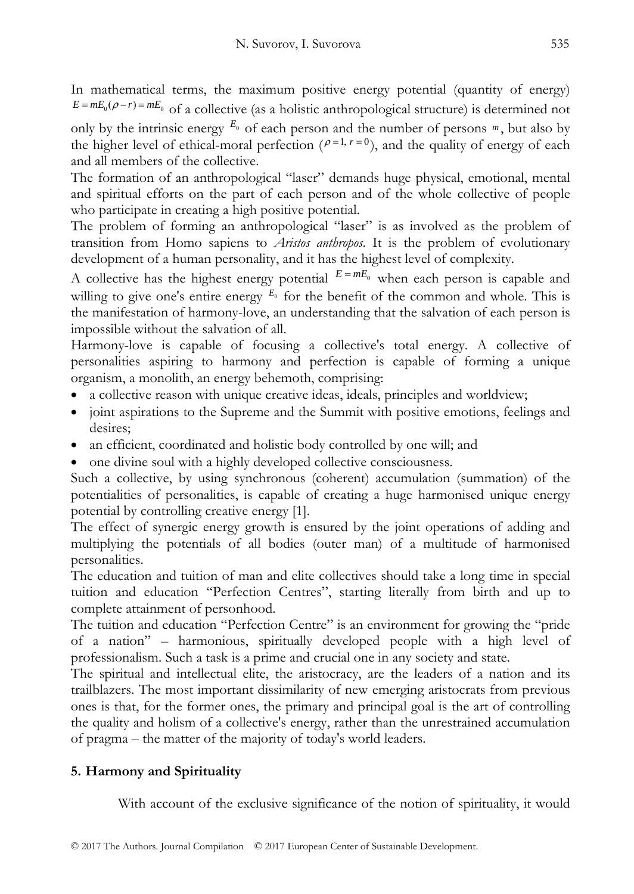In mathematical terms, the maximum positive energy potential (quantity of energy) $E = mE_0(\rho - r) = mE_0$ of a collective (as a holistic anthropological structure) is determined not only by the intrinsic energy $E_0$ of each person and the number of persons $m$, but also by the higher level of ethical-moral perfection ($\rho = 1, r = 0$), and the quality of energy of each and all members of the collective.

The formation of an anthropological "laser" demands huge physical, emotional, mental and spiritual efforts on the part of each person and of the whole collective of people who participate in creating a high positive potential.

The problem of forming an anthropological "laser" is as involved as the problem of transition from Homo sapiens to *Aristos anthropos*. It is the problem of evolutionary development of a human personality, and it has the highest level of complexity.

A collective has the highest energy potential $E = mE_0$ when each person is capable and willing to give one's entire energy $E_0$ for the benefit of the common and whole. This is the manifestation of harmony-love, an understanding that the salvation of each person is impossible without the salvation of all.

Harmony-love is capable of focusing a collective's total energy. A collective of personalities aspiring to harmony and perfection is capable of forming a unique organism, a monolith, an energy behemoth, comprising:

- a collective reason with unique creative ideas, ideals, principles and worldview;
- joint aspirations to the Supreme and the Summit with positive emotions, feelings and desires;
- an efficient, coordinated and holistic body controlled by one will; and
- one divine soul with a highly developed collective consciousness.

Such a collective, by using synchronous (coherent) accumulation (summation) of the potentialities of personalities, is capable of creating a huge harmonised unique energy potential by controlling creative energy [1].

The effect of synergic energy growth is ensured by the joint operations of adding and multiplying the potentials of all bodies (outer man) of a multitude of harmonised personalities.

The education and tuition of man and elite collectives should take a long time in special tuition and education "Perfection Centres", starting literally from birth and up to complete attainment of personhood.

The tuition and education "Perfection Centre" is an environment for growing the "pride of a nation" – harmonious, spiritually developed people with a high level of professionalism. Such a task is a prime and crucial one in any society and state.

The spiritual and intellectual elite, the aristocracy, are the leaders of a nation and its trailblazers. The most important dissimilarity of new emerging aristocrats from previous ones is that, for the former ones, the primary and principal goal is the art of controlling the quality and holism of a collective's energy, rather than the unrestrained accumulation of pragma – the matter of the majority of today's world leaders.

## 5. Harmony and Spirituality

With account of the exclusive significance of the notion of spirituality, it would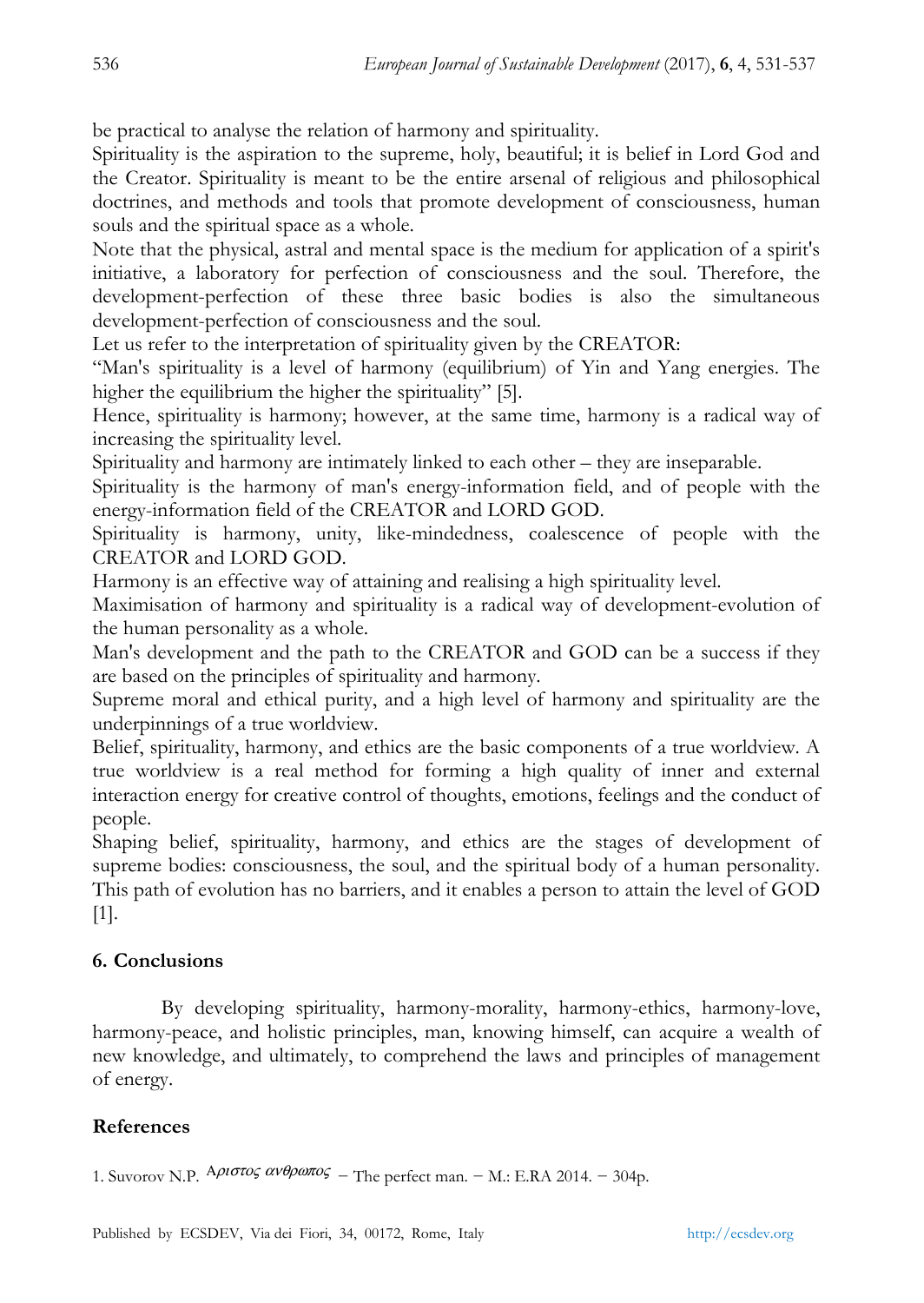be practical to analyse the relation of harmony and spirituality.

Spirituality is the aspiration to the supreme, holy, beautiful; it is belief in Lord God and the Creator. Spirituality is meant to be the entire arsenal of religious and philosophical doctrines, and methods and tools that promote development of consciousness, human souls and the spiritual space as a whole.

Note that the physical, astral and mental space is the medium for application of a spirit's initiative, a laboratory for perfection of consciousness and the soul. Therefore, the development-perfection of these three basic bodies is also the simultaneous development-perfection of consciousness and the soul.

Let us refer to the interpretation of spirituality given by the CREATOR:

"Man's spirituality is a level of harmony (equilibrium) of Yin and Yang energies. The higher the equilibrium the higher the spirituality" [5].

Hence, spirituality is harmony; however, at the same time, harmony is a radical way of increasing the spirituality level.

Spirituality and harmony are intimately linked to each other – they are inseparable.

Spirituality is the harmony of man's energy-information field, and of people with the energy-information field of the CREATOR and LORD GOD.

Spirituality is harmony, unity, like-mindedness, coalescence of people with the CREATOR and LORD GOD.

Harmony is an effective way of attaining and realising a high spirituality level.

Maximisation of harmony and spirituality is a radical way of development-evolution of the human personality as a whole.

Man's development and the path to the CREATOR and GOD can be a success if they are based on the principles of spirituality and harmony.

Supreme moral and ethical purity, and a high level of harmony and spirituality are the underpinnings of a true worldview.

Belief, spirituality, harmony, and ethics are the basic components of a true worldview. A true worldview is a real method for forming a high quality of inner and external interaction energy for creative control of thoughts, emotions, feelings and the conduct of people.

Shaping belief, spirituality, harmony, and ethics are the stages of development of supreme bodies: consciousness, the soul, and the spiritual body of a human personality. This path of evolution has no barriers, and it enables a person to attain the level of GOD [1].

## 6. Conclusions

By developing spirituality, harmony-morality, harmony-ethics, harmony-love, harmony-peace, and holistic principles, man, knowing himself, can acquire a wealth of new knowledge, and ultimately, to comprehend the laws and principles of management of energy.

## References

1. Suvorov N.P. Αριστος ανθρωπος – The perfect man. – M.: E.RA 2014. – 304p.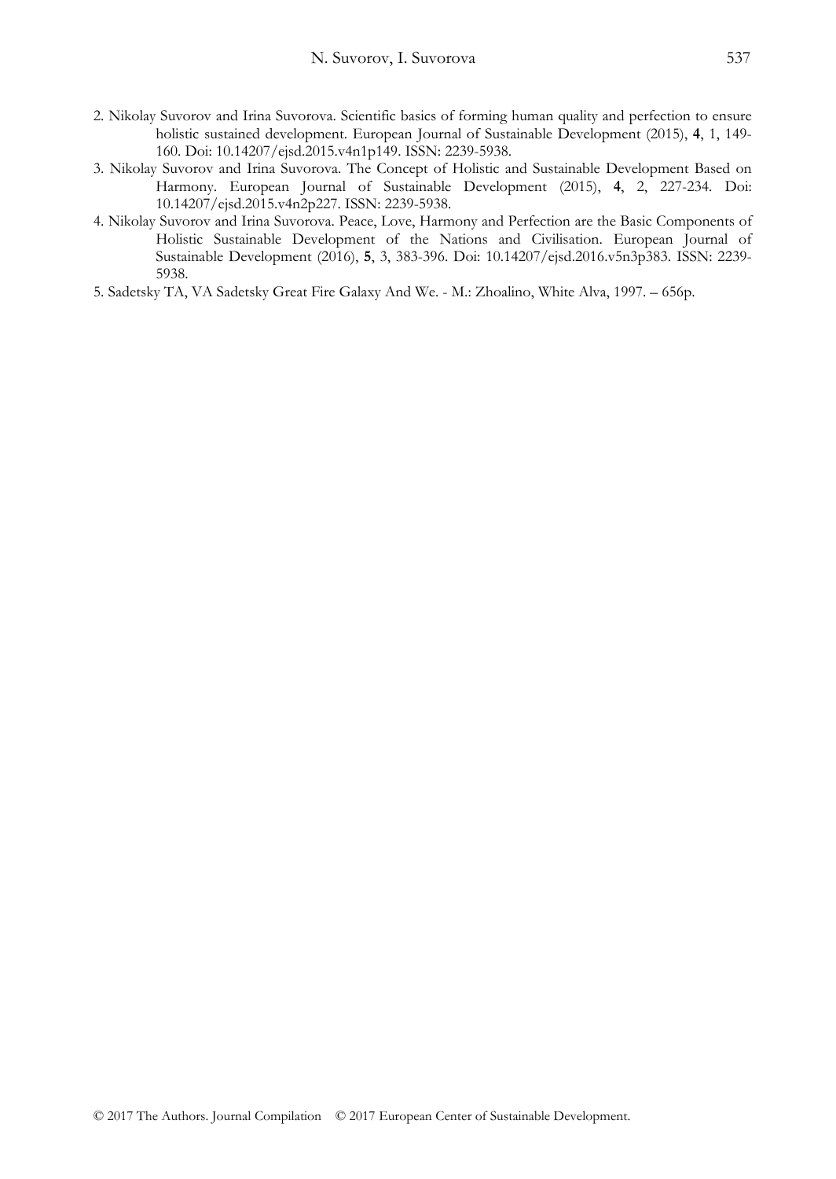2. Nikolay Suvorov and Irina Suvorova. Scientific basics of forming human quality and perfection to ensure holistic sustained development. European Journal of Sustainable Development (2015), **4**, 1, 149-160. Doi: 10.14207/ejsd.2015.v4n1p149. ISSN: 2239-5938.
3. Nikolay Suvorov and Irina Suvorova. The Concept of Holistic and Sustainable Development Based on Harmony. European Journal of Sustainable Development (2015), **4**, 2, 227-234. Doi: 10.14207/ejsd.2015.v4n2p227. ISSN: 2239-5938.
4. Nikolay Suvorov and Irina Suvorova. Peace, Love, Harmony and Perfection are the Basic Components of Holistic Sustainable Development of the Nations and Civilisation. European Journal of Sustainable Development (2016), **5**, 3, 383-396. Doi: 10.14207/ejsd.2016.v5n3p383. ISSN: 2239-5938.
5. Sadetsky TA, VA Sadetsky Great Fire Galaxy And We. - M.: Zhoalino, White Alva, 1997. – 656p.